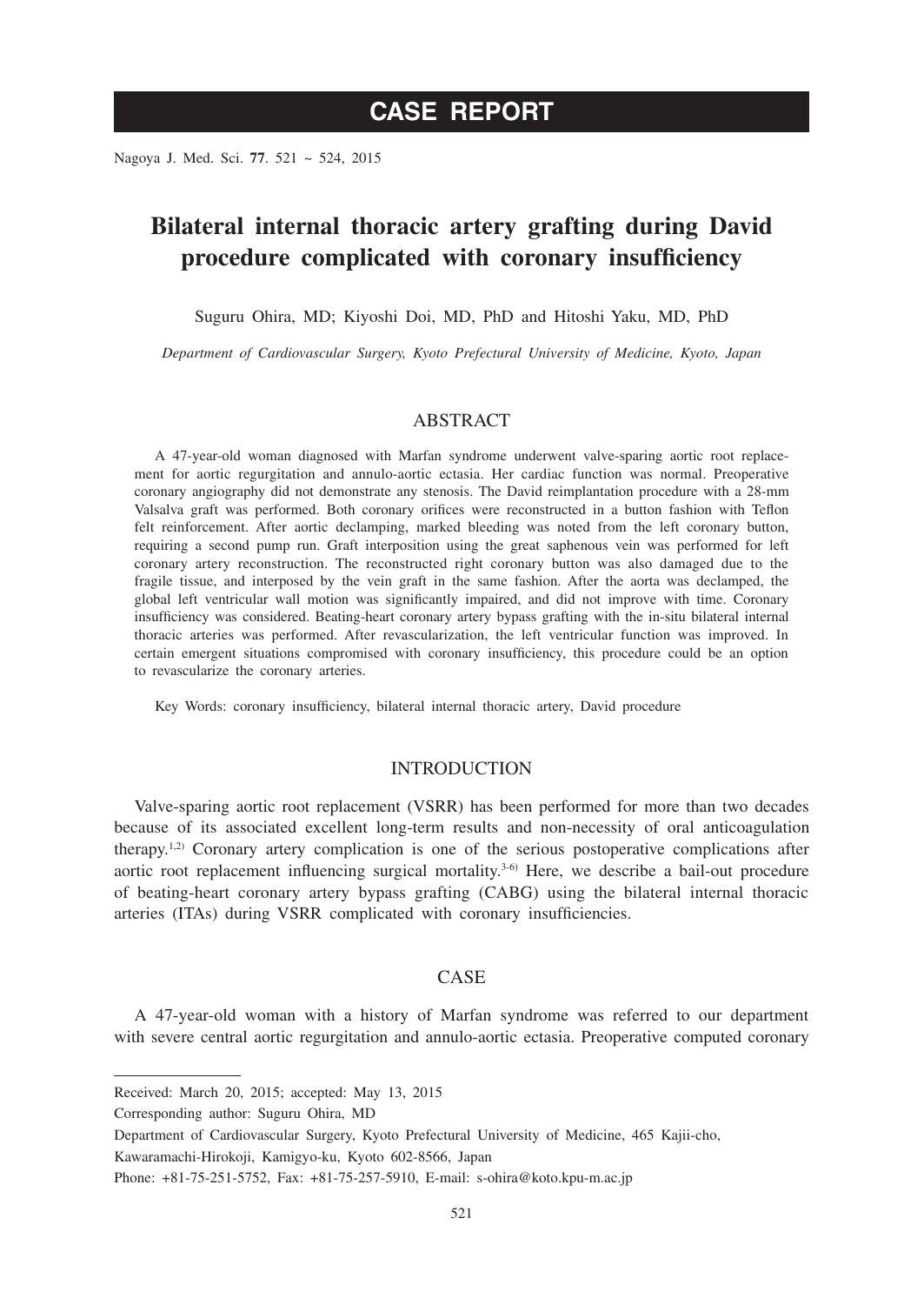CASE REPORT

# Bilateral internal thoracic artery grafting during David procedure complicated with coronary insufficiency

Suguru Ohira, MD; Kiyoshi Doi, MD, PhD and Hitoshi Yaku, MD, PhD

*Department of Cardiovascular Surgery, Kyoto Prefectural University of Medicine, Kyoto, Japan*

## ABSTRACT

A 47-year-old woman diagnosed with Marfan syndrome underwent valve-sparing aortic root replacement for aortic regurgitation and annulo-aortic ectasia. Her cardiac function was normal. Preoperative coronary angiography did not demonstrate any stenosis. The David reimplantation procedure with a 28-mm Valsalva graft was performed. Both coronary orifices were reconstructed in a button fashion with Teflon felt reinforcement. After aortic declamping, marked bleeding was noted from the left coronary button, requiring a second pump run. Graft interposition using the great saphenous vein was performed for left coronary artery reconstruction. The reconstructed right coronary button was also damaged due to the fragile tissue, and interposed by the vein graft in the same fashion. After the aorta was declamped, the global left ventricular wall motion was significantly impaired, and did not improve with time. Coronary insufficiency was considered. Beating-heart coronary artery bypass grafting with the in-situ bilateral internal thoracic arteries was performed. After revascularization, the left ventricular function was improved. In certain emergent situations compromised with coronary insufficiency, this procedure could be an option to revascularize the coronary arteries.

Key Words: coronary insufficiency, bilateral internal thoracic artery, David procedure

## INTRODUCTION

Valve-sparing aortic root replacement (VSRR) has been performed for more than two decades because of its associated excellent long-term results and non-necessity of oral anticoagulation therapy.[1,2] Coronary artery complication is one of the serious postoperative complications after aortic root replacement influencing surgical mortality.[3-6] Here, we describe a bail-out procedure of beating-heart coronary artery bypass grafting (CABG) using the bilateral internal thoracic arteries (ITAs) during VSRR complicated with coronary insufficiencies.

## CASE

A 47-year-old woman with a history of Marfan syndrome was referred to our department with severe central aortic regurgitation and annulo-aortic ectasia. Preoperative computed coronary

---

Received: March 20, 2015; accepted: May 13, 2015

Corresponding author: Suguru Ohira, MD

Department of Cardiovascular Surgery, Kyoto Prefectural University of Medicine, 465 Kajii-cho, Kawaramachi-Hirokoji, Kamigyo-ku, Kyoto 602-8566, Japan

Phone: +81-75-251-5752, Fax: +81-75-257-5910, E-mail: s-ohira@koto.kpu-m.ac.jp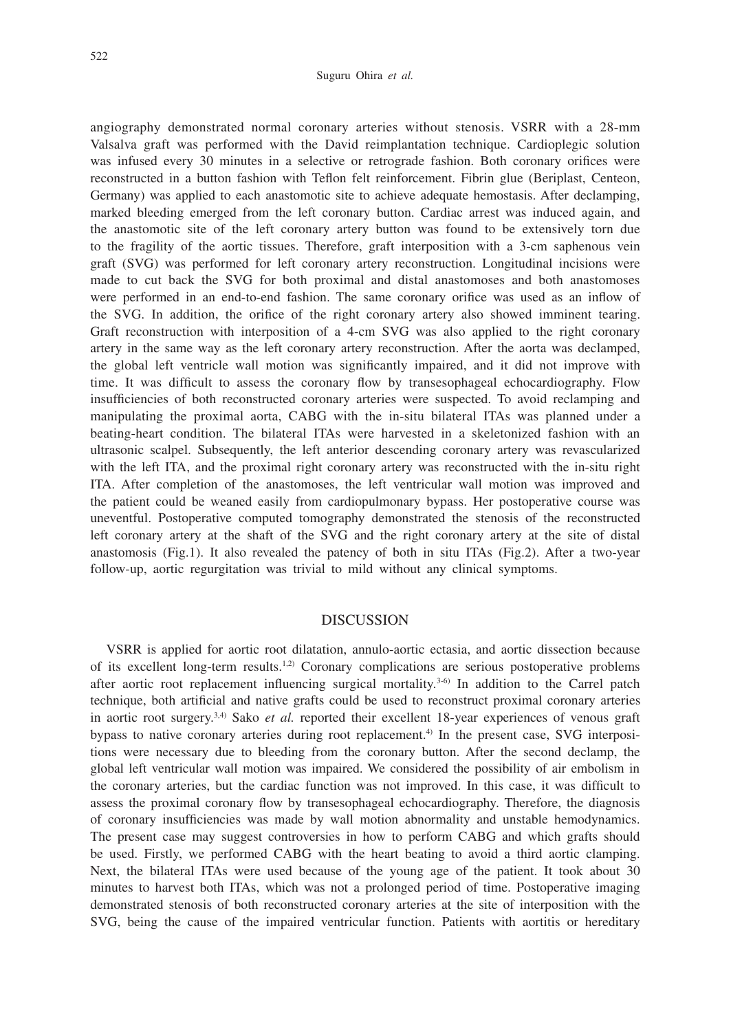angiography demonstrated normal coronary arteries without stenosis. VSRR with a 28-mm Valsalva graft was performed with the David reimplantation technique. Cardioplegic solution was infused every 30 minutes in a selective or retrograde fashion. Both coronary orifices were reconstructed in a button fashion with Teflon felt reinforcement. Fibrin glue (Beriplast, Centeon, Germany) was applied to each anastomotic site to achieve adequate hemostasis. After declamping, marked bleeding emerged from the left coronary button. Cardiac arrest was induced again, and the anastomotic site of the left coronary artery button was found to be extensively torn due to the fragility of the aortic tissues. Therefore, graft interposition with a 3-cm saphenous vein graft (SVG) was performed for left coronary artery reconstruction. Longitudinal incisions were made to cut back the SVG for both proximal and distal anastomoses and both anastomoses were performed in an end-to-end fashion. The same coronary orifice was used as an inflow of the SVG. In addition, the orifice of the right coronary artery also showed imminent tearing. Graft reconstruction with interposition of a 4-cm SVG was also applied to the right coronary artery in the same way as the left coronary artery reconstruction. After the aorta was declamped, the global left ventricle wall motion was significantly impaired, and it did not improve with time. It was difficult to assess the coronary flow by transesophageal echocardiography. Flow insufficiencies of both reconstructed coronary arteries were suspected. To avoid reclamping and manipulating the proximal aorta, CABG with the in-situ bilateral ITAs was planned under a beating-heart condition. The bilateral ITAs were harvested in a skeletonized fashion with an ultrasonic scalpel. Subsequently, the left anterior descending coronary artery was revascularized with the left ITA, and the proximal right coronary artery was reconstructed with the in-situ right ITA. After completion of the anastomoses, the left ventricular wall motion was improved and the patient could be weaned easily from cardiopulmonary bypass. Her postoperative course was uneventful. Postoperative computed tomography demonstrated the stenosis of the reconstructed left coronary artery at the shaft of the SVG and the right coronary artery at the site of distal anastomosis (Fig.1). It also revealed the patency of both in situ ITAs (Fig.2). After a two-year follow-up, aortic regurgitation was trivial to mild without any clinical symptoms.

## DISCUSSION

VSRR is applied for aortic root dilatation, annulo-aortic ectasia, and aortic dissection because of its excellent long-term results.[1,2] Coronary complications are serious postoperative problems after aortic root replacement influencing surgical mortality.[3-6] In addition to the Carrel patch technique, both artificial and native grafts could be used to reconstruct proximal coronary arteries in aortic root surgery.[3,4] Sako *et al.* reported their excellent 18-year experiences of venous graft bypass to native coronary arteries during root replacement.[4] In the present case, SVG interpositions were necessary due to bleeding from the coronary button. After the second declamp, the global left ventricular wall motion was impaired. We considered the possibility of air embolism in the coronary arteries, but the cardiac function was not improved. In this case, it was difficult to assess the proximal coronary flow by transesophageal echocardiography. Therefore, the diagnosis of coronary insufficiencies was made by wall motion abnormality and unstable hemodynamics. The present case may suggest controversies in how to perform CABG and which grafts should be used. Firstly, we performed CABG with the heart beating to avoid a third aortic clamping. Next, the bilateral ITAs were used because of the young age of the patient. It took about 30 minutes to harvest both ITAs, which was not a prolonged period of time. Postoperative imaging demonstrated stenosis of both reconstructed coronary arteries at the site of interposition with the SVG, being the cause of the impaired ventricular function. Patients with aortitis or hereditary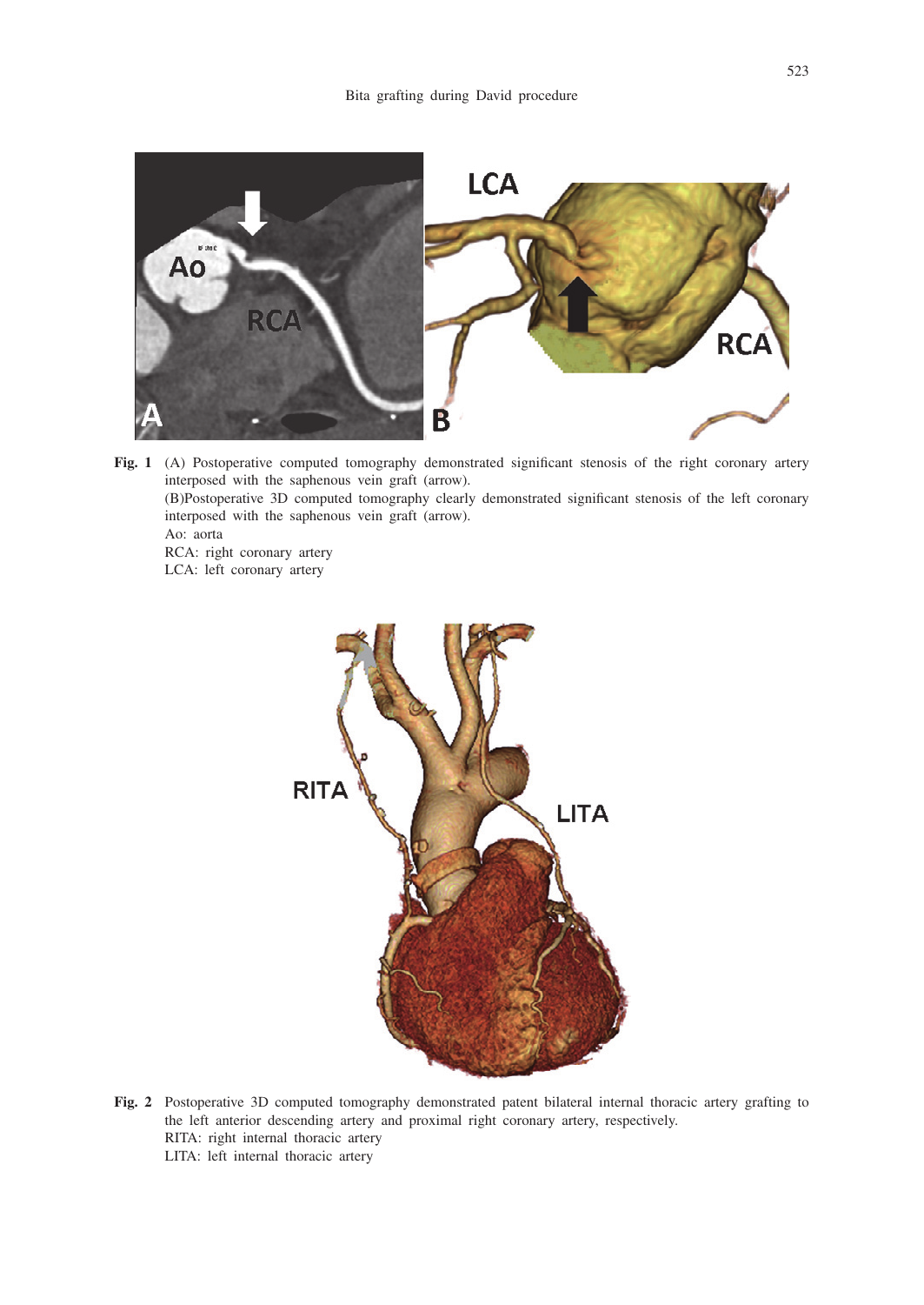**Fig. 1** (A) Postoperative computed tomography demonstrated significant stenosis of the right coronary artery interposed with the saphenous vein graft (arrow).
(B)Postoperative 3D computed tomography clearly demonstrated significant stenosis of the left coronary interposed with the saphenous vein graft (arrow).
Ao: aorta
RCA: right coronary artery
LCA: left coronary artery

**Fig. 2** Postoperative 3D computed tomography demonstrated patent bilateral internal thoracic artery grafting to the left anterior descending artery and proximal right coronary artery, respectively.
RITA: right internal thoracic artery
LITA: left internal thoracic artery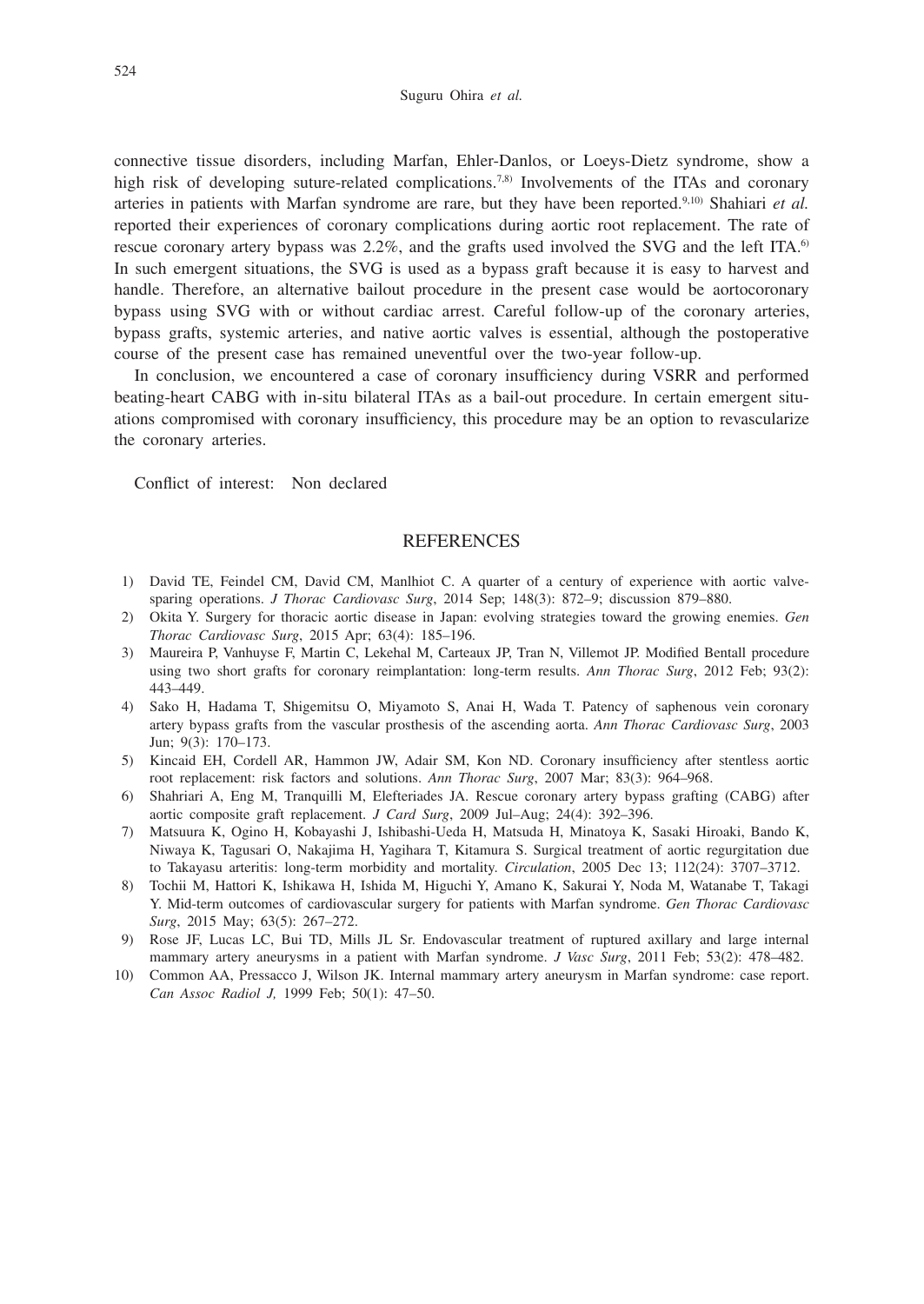connective tissue disorders, including Marfan, Ehler-Danlos, or Loeys-Dietz syndrome, show a high risk of developing suture-related complications.[7,8] Involvements of the ITAs and coronary arteries in patients with Marfan syndrome are rare, but they have been reported.[9,10] Shahiari *et al.* reported their experiences of coronary complications during aortic root replacement. The rate of rescue coronary artery bypass was 2.2%, and the grafts used involved the SVG and the left ITA.[6] In such emergent situations, the SVG is used as a bypass graft because it is easy to harvest and handle. Therefore, an alternative bailout procedure in the present case would be aortocoronary bypass using SVG with or without cardiac arrest. Careful follow-up of the coronary arteries, bypass grafts, systemic arteries, and native aortic valves is essential, although the postoperative course of the present case has remained uneventful over the two-year follow-up.

In conclusion, we encountered a case of coronary insufficiency during VSRR and performed beating-heart CABG with in-situ bilateral ITAs as a bail-out procedure. In certain emergent situations compromised with coronary insufficiency, this procedure may be an option to revascularize the coronary arteries.

Conflict of interest: Non declared

## REFERENCES

1) David TE, Feindel CM, David CM, Manlhiot C. A quarter of a century of experience with aortic valve-sparing operations. *J Thorac Cardiovasc Surg*, 2014 Sep; 148(3): 872–9; discussion 879–880.
2) Okita Y. Surgery for thoracic aortic disease in Japan: evolving strategies toward the growing enemies. *Gen Thorac Cardiovasc Surg*, 2015 Apr; 63(4): 185–196.
3) Maureira P, Vanhuyse F, Martin C, Lekehal M, Carteaux JP, Tran N, Villemot JP. Modified Bentall procedure using two short grafts for coronary reimplantation: long-term results. *Ann Thorac Surg*, 2012 Feb; 93(2): 443–449.
4) Sako H, Hadama T, Shigemitsu O, Miyamoto S, Anai H, Wada T. Patency of saphenous vein coronary artery bypass grafts from the vascular prosthesis of the ascending aorta. *Ann Thorac Cardiovasc Surg*, 2003 Jun; 9(3): 170–173.
5) Kincaid EH, Cordell AR, Hammon JW, Adair SM, Kon ND. Coronary insufficiency after stentless aortic root replacement: risk factors and solutions. *Ann Thorac Surg*, 2007 Mar; 83(3): 964–968.
6) Shahriari A, Eng M, Tranquilli M, Elefteriades JA. Rescue coronary artery bypass grafting (CABG) after aortic composite graft replacement. *J Card Surg*, 2009 Jul–Aug; 24(4): 392–396.
7) Matsuura K, Ogino H, Kobayashi J, Ishibashi-Ueda H, Matsuda H, Minatoya K, Sasaki Hiroaki, Bando K, Niwaya K, Tagusari O, Nakajima H, Yagihara T, Kitamura S. Surgical treatment of aortic regurgitation due to Takayasu arteritis: long-term morbidity and mortality. *Circulation*, 2005 Dec 13; 112(24): 3707–3712.
8) Tochii M, Hattori K, Ishikawa H, Ishida M, Higuchi Y, Amano K, Sakurai Y, Noda M, Watanabe T, Takagi Y. Mid-term outcomes of cardiovascular surgery for patients with Marfan syndrome. *Gen Thorac Cardiovasc Surg*, 2015 May; 63(5): 267–272.
9) Rose JF, Lucas LC, Bui TD, Mills JL Sr. Endovascular treatment of ruptured axillary and large internal mammary artery aneurysms in a patient with Marfan syndrome. *J Vasc Surg*, 2011 Feb; 53(2): 478–482.
10) Common AA, Pressacco J, Wilson JK. Internal mammary artery aneurysm in Marfan syndrome: case report. *Can Assoc Radiol J,* 1999 Feb; 50(1): 47–50.